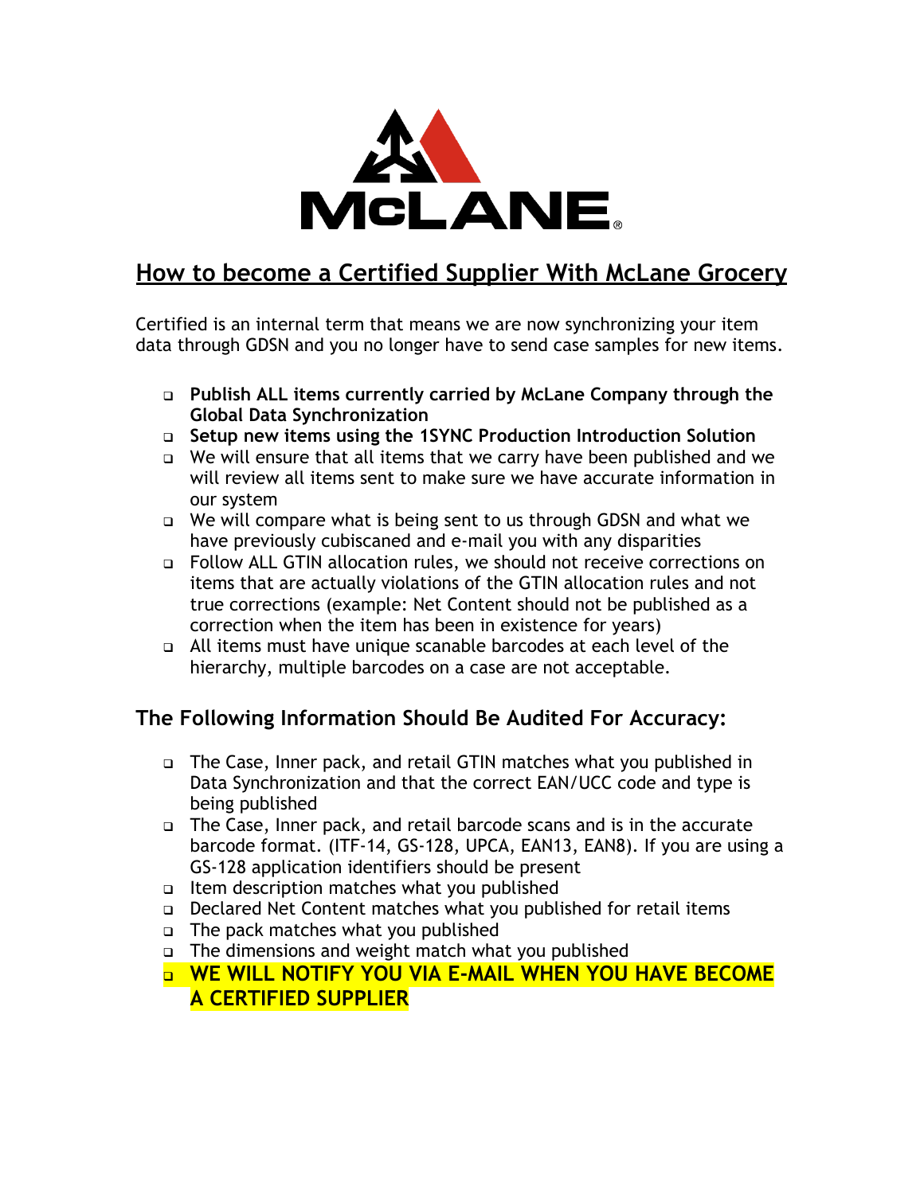# How to become a Certified Supplier With McLane Grocery

Certified is an internal term that means we are now synchronizing your item data through GDSN and you no longer have to send case samples for new items.

- **Publish ALL items currently carried by McLane Company through the Global Data Synchronization**
- **Setup new items using the 1SYNC Production Introduction Solution**
- We will ensure that all items that we carry have been published and we will review all items sent to make sure we have accurate information in our system
- We will compare what is being sent to us through GDSN and what we have previously cubiscaned and e-mail you with any disparities
- Follow ALL GTIN allocation rules, we should not receive corrections on items that are actually violations of the GTIN allocation rules and not true corrections (example: Net Content should not be published as a correction when the item has been in existence for years)
- All items must have unique scanable barcodes at each level of the hierarchy, multiple barcodes on a case are not acceptable.

## The Following Information Should Be Audited For Accuracy:

- The Case, Inner pack, and retail GTIN matches what you published in Data Synchronization and that the correct EAN/UCC code and type is being published
- The Case, Inner pack, and retail barcode scans and is in the accurate barcode format. (ITF-14, GS-128, UPCA, EAN13, EAN8). If you are using a GS-128 application identifiers should be present
- Item description matches what you published
- Declared Net Content matches what you published for retail items
- The pack matches what you published
- The dimensions and weight match what you published
- **WE WILL NOTIFY YOU VIA E-MAIL WHEN YOU HAVE BECOME A CERTIFIED SUPPLIER**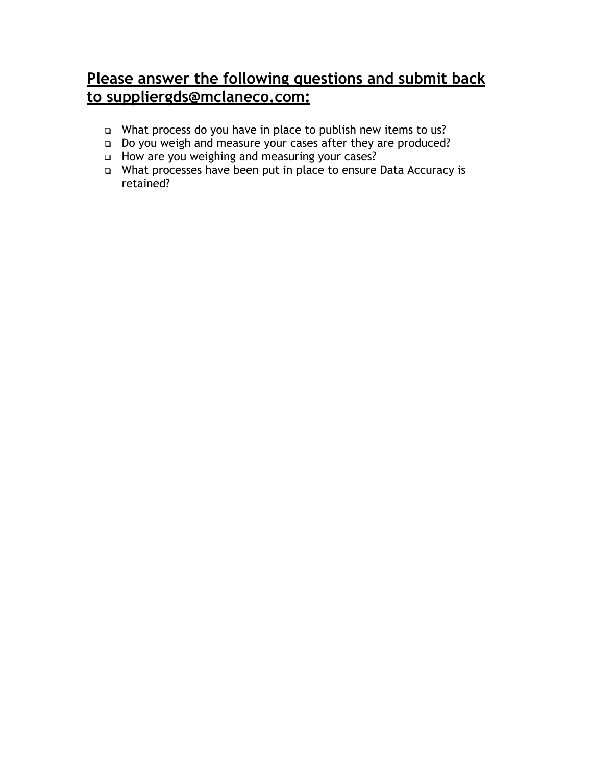## Please answer the following questions and submit back to suppliergds@mclaneco.com:

- What process do you have in place to publish new items to us?
- Do you weigh and measure your cases after they are produced?
- How are you weighing and measuring your cases?
- What processes have been put in place to ensure Data Accuracy is retained?